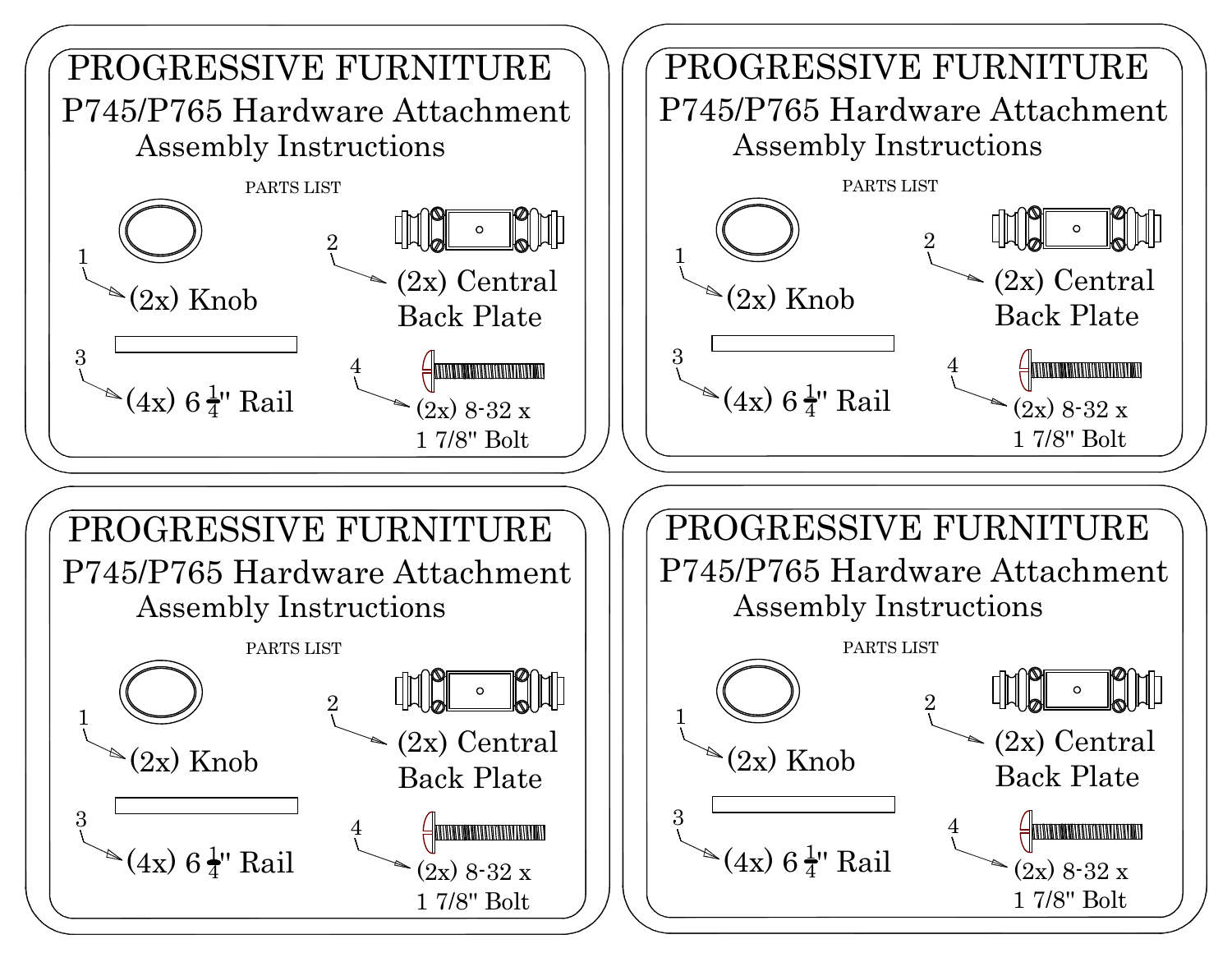# PROGRESSIVE FURNITURE

## P745/P765 Hardware Attachment

### Assembly Instructions

PARTS LIST

1. (2x) Knob
2. (2x) Central Back Plate
3. (4x) 6 $\frac{1}{4}$" Rail
4. (2x) 8-32 x 1 7/8" Bolt

# PROGRESSIVE FURNITURE

## P745/P765 Hardware Attachment

### Assembly Instructions

PARTS LIST

1. (2x) Knob
2. (2x) Central Back Plate
3. (4x) 6 $\frac{1}{4}$" Rail
4. (2x) 8-32 x 1 7/8" Bolt

# PROGRESSIVE FURNITURE

## P745/P765 Hardware Attachment

### Assembly Instructions

PARTS LIST

1. (2x) Knob
2. (2x) Central Back Plate
3. (4x) 6 $\frac{1}{4}$" Rail
4. (2x) 8-32 x 1 7/8" Bolt

# PROGRESSIVE FURNITURE

## P745/P765 Hardware Attachment

### Assembly Instructions

PARTS LIST

1. (2x) Knob
2. (2x) Central Back Plate
3. (4x) 6 $\frac{1}{4}$" Rail
4. (2x) 8-32 x 1 7/8" Bolt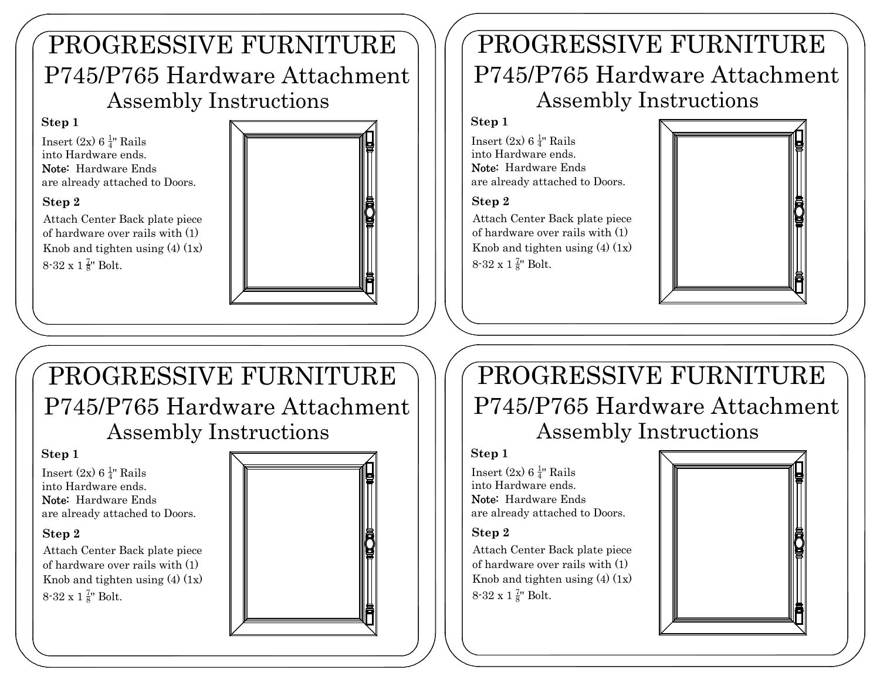# PROGRESSIVE FURNITURE

## P745/P765 Hardware Attachment

### Assembly Instructions

**Step 1**

Insert (2x) 6 ¼" Rails into Hardware ends.
**Note:** Hardware Ends are already attached to Doors.

**Step 2**

Attach Center Back plate piece of hardware over rails with (1) Knob and tighten using (4) (1x) 8-32 x 1 ⅞" Bolt.

# PROGRESSIVE FURNITURE

## P745/P765 Hardware Attachment

### Assembly Instructions

**Step 1**

Insert (2x) 6 ¼" Rails into Hardware ends.
**Note:** Hardware Ends are already attached to Doors.

**Step 2**

Attach Center Back plate piece of hardware over rails with (1) Knob and tighten using (4) (1x) 8-32 x 1 ⅞" Bolt.

# PROGRESSIVE FURNITURE

## P745/P765 Hardware Attachment

### Assembly Instructions

**Step 1**

Insert (2x) 6 ¼" Rails into Hardware ends.
**Note:** Hardware Ends are already attached to Doors.

**Step 2**

Attach Center Back plate piece of hardware over rails with (1) Knob and tighten using (4) (1x) 8-32 x 1 ⅞" Bolt.

# PROGRESSIVE FURNITURE

## P745/P765 Hardware Attachment

### Assembly Instructions

**Step 1**

Insert (2x) 6 ¼" Rails into Hardware ends.
**Note:** Hardware Ends are already attached to Doors.

**Step 2**

Attach Center Back plate piece of hardware over rails with (1) Knob and tighten using (4) (1x) 8-32 x 1 ⅞" Bolt.